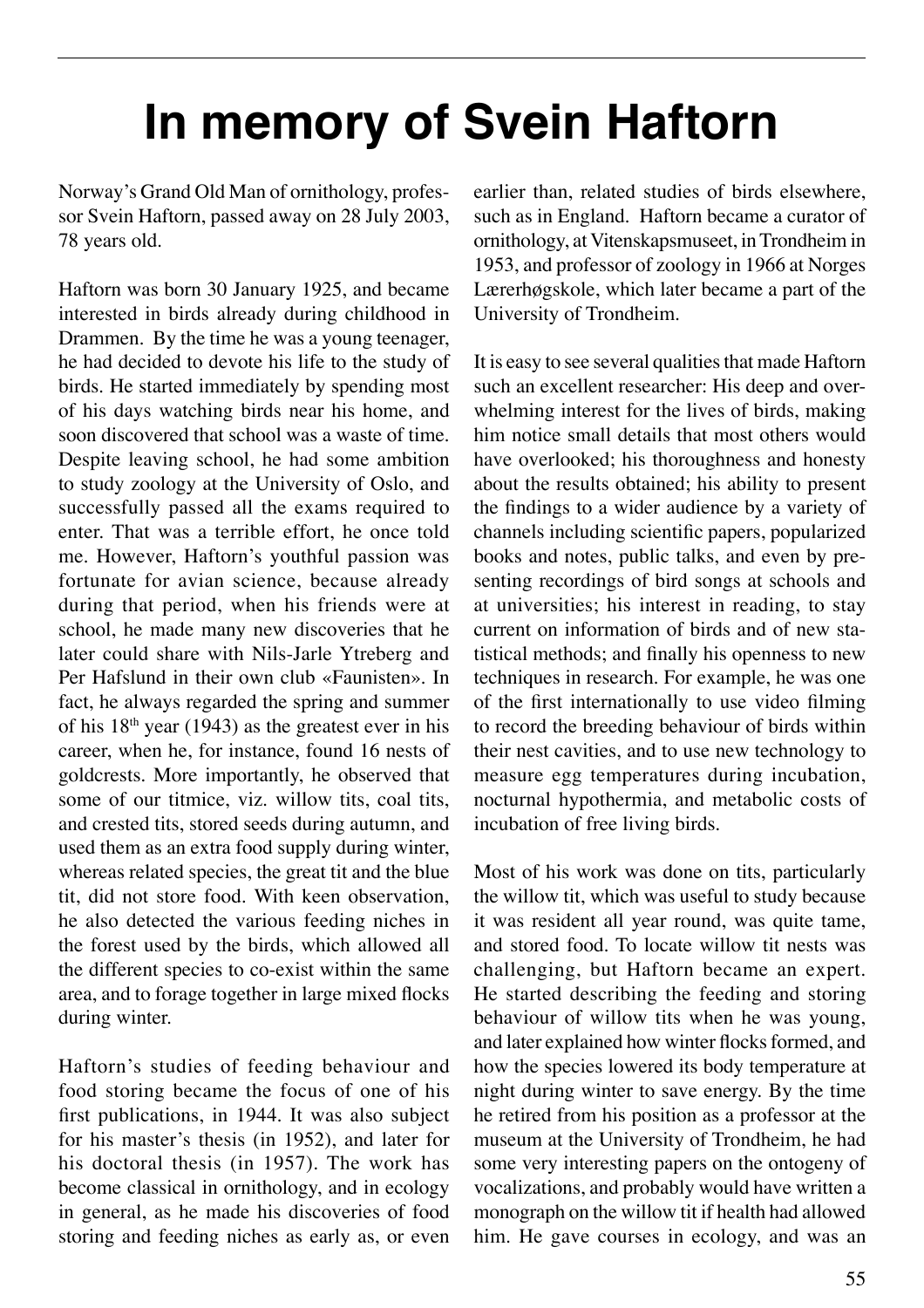# In memory of Svein Haftorn

Norway's Grand Old Man of ornithology, professor Svein Haftorn, passed away on 28 July 2003, 78 years old.

Haftorn was born 30 January 1925, and became interested in birds already during childhood in Drammen. By the time he was a young teenager, he had decided to devote his life to the study of birds. He started immediately by spending most of his days watching birds near his home, and soon discovered that school was a waste of time. Despite leaving school, he had some ambition to study zoology at the University of Oslo, and successfully passed all the exams required to enter. That was a terrible effort, he once told me. However, Haftorn's youthful passion was fortunate for avian science, because already during that period, when his friends were at school, he made many new discoveries that he later could share with Nils-Jarle Ytreberg and Per Hafslund in their own club «Faunisten». In fact, he always regarded the spring and summer of his 18th year (1943) as the greatest ever in his career, when he, for instance, found 16 nests of goldcrests. More importantly, he observed that some of our titmice, viz. willow tits, coal tits, and crested tits, stored seeds during autumn, and used them as an extra food supply during winter, whereas related species, the great tit and the blue tit, did not store food. With keen observation, he also detected the various feeding niches in the forest used by the birds, which allowed all the different species to co-exist within the same area, and to forage together in large mixed flocks during winter.

Haftorn's studies of feeding behaviour and food storing became the focus of one of his first publications, in 1944. It was also subject for his master's thesis (in 1952), and later for his doctoral thesis (in 1957). The work has become classical in ornithology, and in ecology in general, as he made his discoveries of food storing and feeding niches as early as, or even earlier than, related studies of birds elsewhere, such as in England. Haftorn became a curator of ornithology, at Vitenskapsmuseet, in Trondheim in 1953, and professor of zoology in 1966 at Norges Lærerhøgskole, which later became a part of the University of Trondheim.

It is easy to see several qualities that made Haftorn such an excellent researcher: His deep and overwhelming interest for the lives of birds, making him notice small details that most others would have overlooked; his thoroughness and honesty about the results obtained; his ability to present the findings to a wider audience by a variety of channels including scientific papers, popularized books and notes, public talks, and even by presenting recordings of bird songs at schools and at universities; his interest in reading, to stay current on information of birds and of new statistical methods; and finally his openness to new techniques in research. For example, he was one of the first internationally to use video filming to record the breeding behaviour of birds within their nest cavities, and to use new technology to measure egg temperatures during incubation, nocturnal hypothermia, and metabolic costs of incubation of free living birds.

Most of his work was done on tits, particularly the willow tit, which was useful to study because it was resident all year round, was quite tame, and stored food. To locate willow tit nests was challenging, but Haftorn became an expert. He started describing the feeding and storing behaviour of willow tits when he was young, and later explained how winter flocks formed, and how the species lowered its body temperature at night during winter to save energy. By the time he retired from his position as a professor at the museum at the University of Trondheim, he had some very interesting papers on the ontogeny of vocalizations, and probably would have written a monograph on the willow tit if health had allowed him. He gave courses in ecology, and was an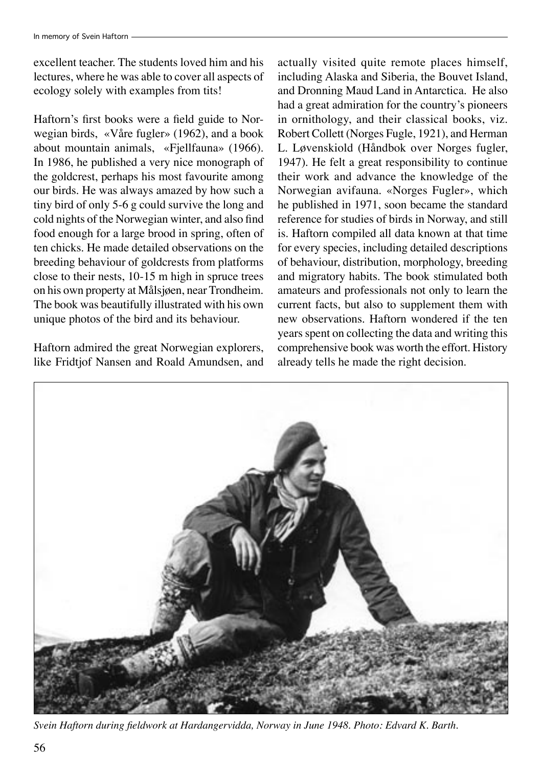excellent teacher. The students loved him and his lectures, where he was able to cover all aspects of ecology solely with examples from tits!

Haftorn's first books were a field guide to Norwegian birds, «Våre fugler» (1962), and a book about mountain animals, «Fjellfauna» (1966). In 1986, he published a very nice monograph of the goldcrest, perhaps his most favourite among our birds. He was always amazed by how such a tiny bird of only 5-6 g could survive the long and cold nights of the Norwegian winter, and also find food enough for a large brood in spring, often of ten chicks. He made detailed observations on the breeding behaviour of goldcrests from platforms close to their nests, 10-15 m high in spruce trees on his own property at Målsjøen, near Trondheim. The book was beautifully illustrated with his own unique photos of the bird and its behaviour.

Haftorn admired the great Norwegian explorers, like Fridtjof Nansen and Roald Amundsen, and actually visited quite remote places himself, including Alaska and Siberia, the Bouvet Island, and Dronning Maud Land in Antarctica. He also had a great admiration for the country's pioneers in ornithology, and their classical books, viz. Robert Collett (Norges Fugle, 1921), and Herman L. Løvenskiold (Håndbok over Norges fugler, 1947). He felt a great responsibility to continue their work and advance the knowledge of the Norwegian avifauna. «Norges Fugler», which he published in 1971, soon became the standard reference for studies of birds in Norway, and still is. Haftorn compiled all data known at that time for every species, including detailed descriptions of behaviour, distribution, morphology, breeding and migratory habits. The book stimulated both amateurs and professionals not only to learn the current facts, but also to supplement them with new observations. Haftorn wondered if the ten years spent on collecting the data and writing this comprehensive book was worth the effort. History already tells he made the right decision.

*Svein Haftorn during fieldwork at Hardangervidda, Norway in June 1948. Photo: Edvard K. Barth.*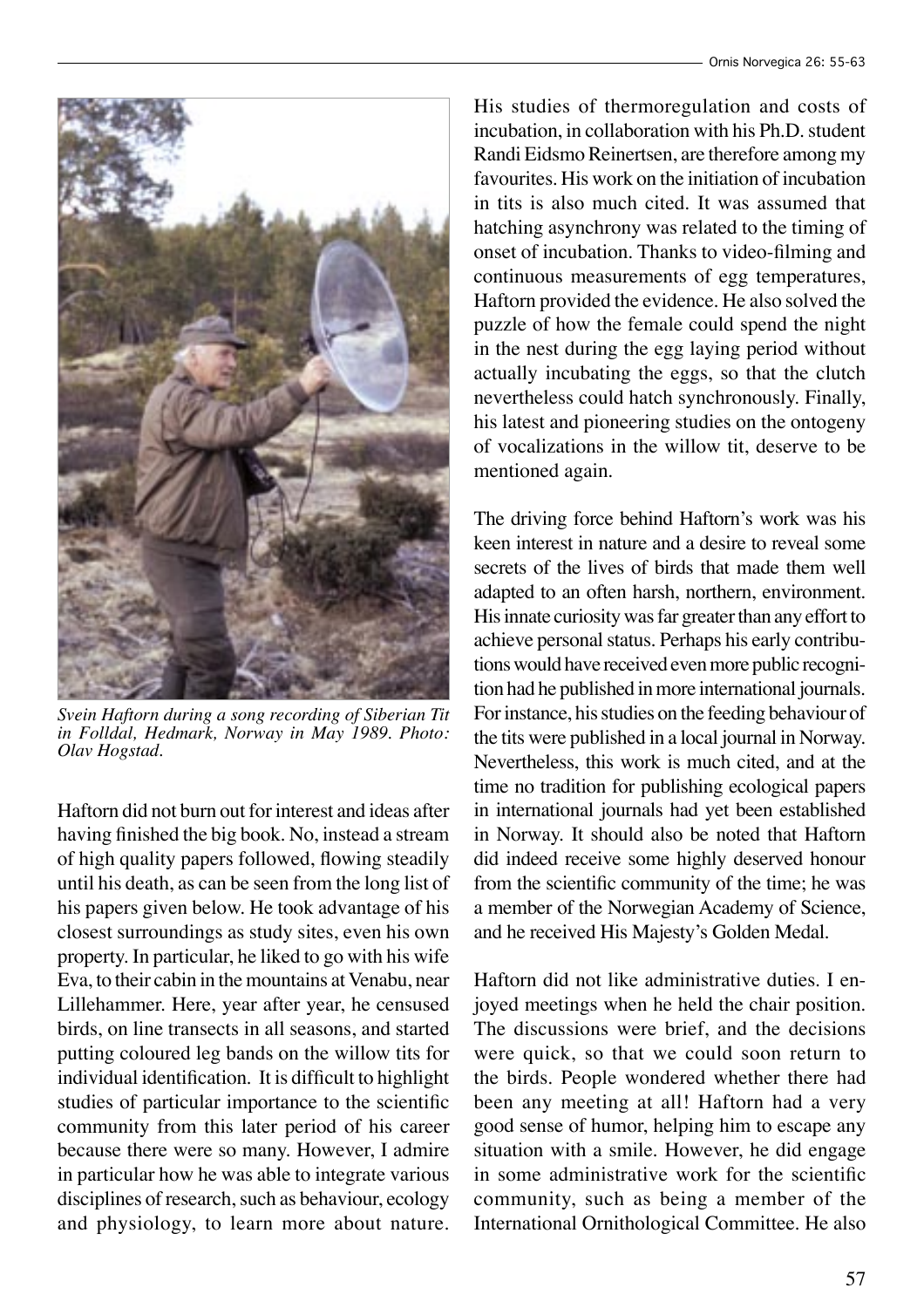*Svein Haftorn during a song recording of Siberian Tit in Folldal, Hedmark, Norway in May 1989. Photo: Olav Hogstad.*

Haftorn did not burn out for interest and ideas after having finished the big book. No, instead a stream of high quality papers followed, flowing steadily until his death, as can be seen from the long list of his papers given below. He took advantage of his closest surroundings as study sites, even his own property. In particular, he liked to go with his wife Eva, to their cabin in the mountains at Venabu, near Lillehammer. Here, year after year, he censused birds, on line transects in all seasons, and started putting coloured leg bands on the willow tits for individual identification. It is difficult to highlight studies of particular importance to the scientific community from this later period of his career because there were so many. However, I admire in particular how he was able to integrate various disciplines of research, such as behaviour, ecology and physiology, to learn more about nature. His studies of thermoregulation and costs of incubation, in collaboration with his Ph.D. student Randi Eidsmo Reinertsen, are therefore among my favourites. His work on the initiation of incubation in tits is also much cited. It was assumed that hatching asynchrony was related to the timing of onset of incubation. Thanks to video-filming and continuous measurements of egg temperatures, Haftorn provided the evidence. He also solved the puzzle of how the female could spend the night in the nest during the egg laying period without actually incubating the eggs, so that the clutch nevertheless could hatch synchronously. Finally, his latest and pioneering studies on the ontogeny of vocalizations in the willow tit, deserve to be mentioned again.

The driving force behind Haftorn's work was his keen interest in nature and a desire to reveal some secrets of the lives of birds that made them well adapted to an often harsh, northern, environment. His innate curiosity was far greater than any effort to achieve personal status. Perhaps his early contributions would have received even more public recognition had he published in more international journals. For instance, his studies on the feeding behaviour of the tits were published in a local journal in Norway. Nevertheless, this work is much cited, and at the time no tradition for publishing ecological papers in international journals had yet been established in Norway. It should also be noted that Haftorn did indeed receive some highly deserved honour from the scientific community of the time; he was a member of the Norwegian Academy of Science, and he received His Majesty's Golden Medal.

Haftorn did not like administrative duties. I enjoyed meetings when he held the chair position. The discussions were brief, and the decisions were quick, so that we could soon return to the birds. People wondered whether there had been any meeting at all! Haftorn had a very good sense of humor, helping him to escape any situation with a smile. However, he did engage in some administrative work for the scientific community, such as being a member of the International Ornithological Committee. He also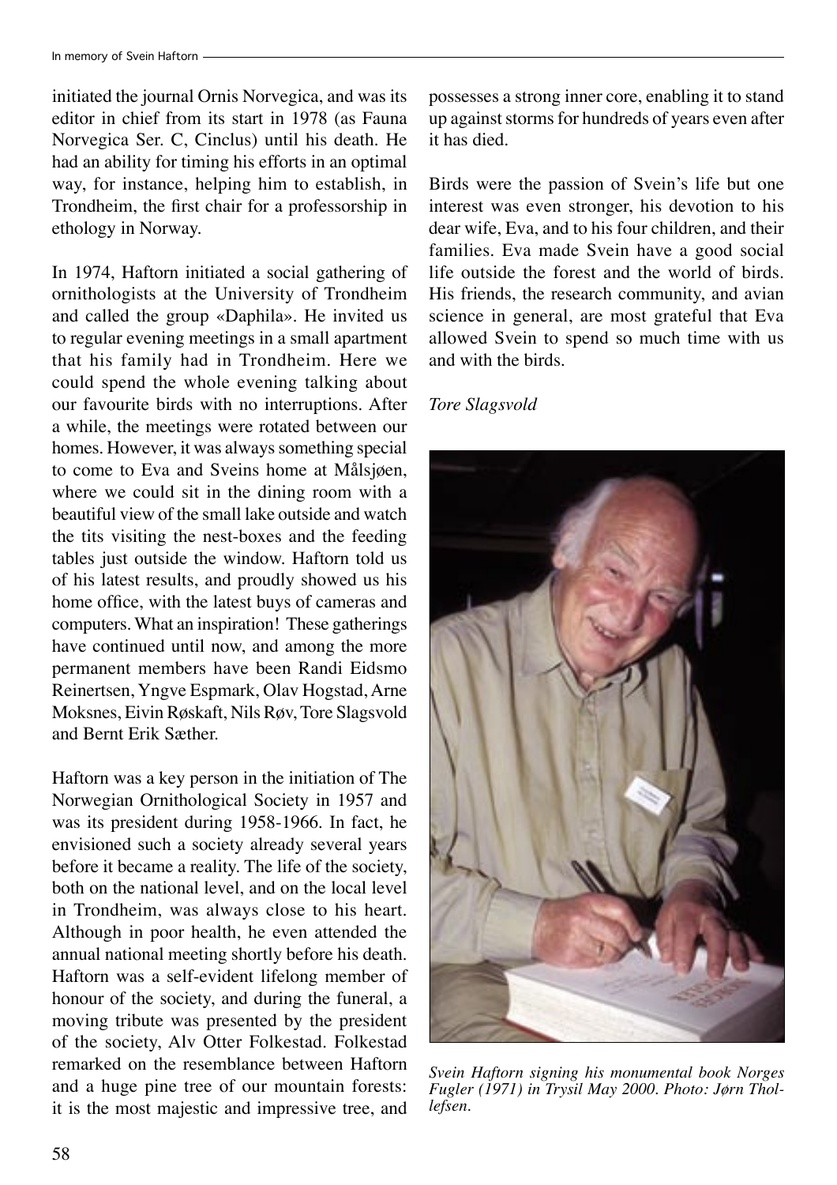initiated the journal Ornis Norvegica, and was its editor in chief from its start in 1978 (as Fauna Norvegica Ser. C, Cinclus) until his death. He had an ability for timing his efforts in an optimal way, for instance, helping him to establish, in Trondheim, the first chair for a professorship in ethology in Norway.

In 1974, Haftorn initiated a social gathering of ornithologists at the University of Trondheim and called the group «Daphila». He invited us to regular evening meetings in a small apartment that his family had in Trondheim. Here we could spend the whole evening talking about our favourite birds with no interruptions. After a while, the meetings were rotated between our homes. However, it was always something special to come to Eva and Sveins home at Målsjøen, where we could sit in the dining room with a beautiful view of the small lake outside and watch the tits visiting the nest-boxes and the feeding tables just outside the window. Haftorn told us of his latest results, and proudly showed us his home office, with the latest buys of cameras and computers. What an inspiration! These gatherings have continued until now, and among the more permanent members have been Randi Eidsmo Reinertsen, Yngve Espmark, Olav Hogstad, Arne Moksnes, Eivin Røskaft, Nils Røv, Tore Slagsvold and Bernt Erik Sæther.

Haftorn was a key person in the initiation of The Norwegian Ornithological Society in 1957 and was its president during 1958-1966. In fact, he envisioned such a society already several years before it became a reality. The life of the society, both on the national level, and on the local level in Trondheim, was always close to his heart. Although in poor health, he even attended the annual national meeting shortly before his death. Haftorn was a self-evident lifelong member of honour of the society, and during the funeral, a moving tribute was presented by the president of the society, Alv Otter Folkestad. Folkestad remarked on the resemblance between Haftorn and a huge pine tree of our mountain forests: it is the most majestic and impressive tree, and possesses a strong inner core, enabling it to stand up against storms for hundreds of years even after it has died.

Birds were the passion of Svein's life but one interest was even stronger, his devotion to his dear wife, Eva, and to his four children, and their families. Eva made Svein have a good social life outside the forest and the world of birds. His friends, the research community, and avian science in general, are most grateful that Eva allowed Svein to spend so much time with us and with the birds.

*Tore Slagsvold*

*Svein Haftorn signing his monumental book Norges Fugler (1971) in Trysil May 2000. Photo: Jørn Thollefsen.*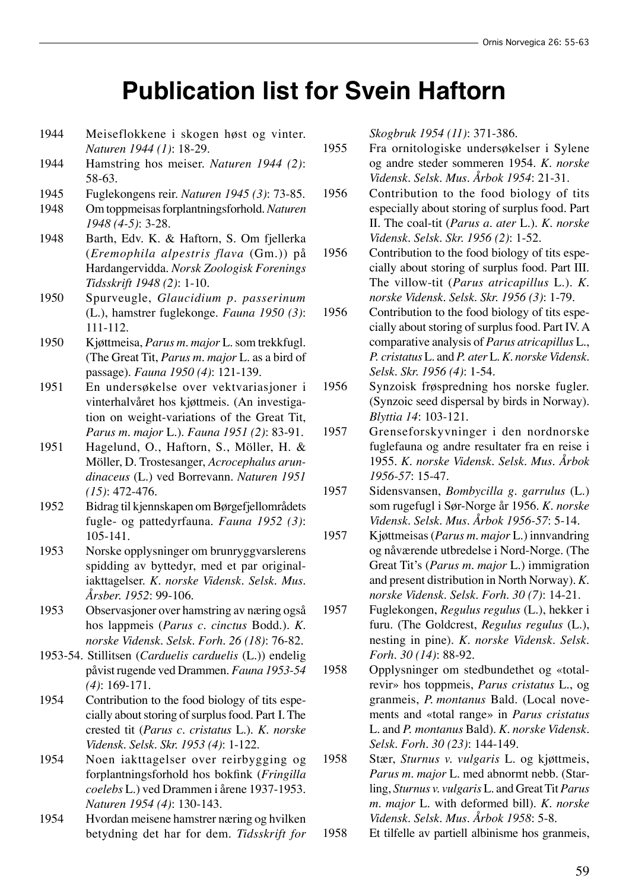# Publication list for Svein Haftorn

1944 Meiseflokkene i skogen høst og vinter. *Naturen 1944 (1)*: 18-29.

1944 Hamstring hos meiser. *Naturen 1944 (2)*: 58-63.

1945 Fuglekongens reir. *Naturen 1945 (3)*: 73-85.

1948 Om toppmeisas forplantningsforhold. *Naturen 1948 (4-5)*: 3-28.

1948 Barth, Edv. K. & Haftorn, S. Om fjellerka (*Eremophila alpestris flava* (Gm.)) på Hardangervidda. *Norsk Zoologisk Forenings Tidsskrift 1948 (2)*: 1-10.

1950 Spurveugle, *Glaucidium p. passerinum* (L.), hamstrer fuglekonge. *Fauna 1950 (3)*: 111-112.

1950 Kjøttmeisa, *Parus m. major* L. som trekkfugl. (The Great Tit, *Parus m. major* L. as a bird of passage). *Fauna 1950 (4)*: 121-139.

1951 En undersøkelse over vektvariasjoner i vinterhalvåret hos kjøttmeis. (An investigation on weight-variations of the Great Tit, *Parus m. major* L.). *Fauna 1951 (2)*: 83-91.

1951 Hagelund, O., Haftorn, S., Möller, H. & Möller, D. Trostesanger, *Acrocephalus arundinaceus* (L.) ved Borrevann. *Naturen 1951 (15)*: 472-476.

1952 Bidrag til kjennskapen om Børgefjellområdets fugle- og pattedyrfauna. *Fauna 1952 (3)*: 105-141.

1953 Norske opplysninger om brunryggvarslerens spidding av byttedyr, med et par originaliakttagelser. *K. norske Vidensk. Selsk. Mus. Årsber. 1952*: 99-106.

1953 Observasjoner over hamstring av næring også hos lappmeis (*Parus c. cinctus* Bodd.). *K. norske Vidensk. Selsk. Forh. 26 (18)*: 76-82.

1953-54. Stillitsen (*Carduelis carduelis* (L.)) endelig påvist rugende ved Drammen. *Fauna 1953-54 (4)*: 169-171.

1954 Contribution to the food biology of tits especially about storing of surplus food. Part I. The crested tit (*Parus c. cristatus* L.). *K. norske Vidensk. Selsk. Skr. 1953 (4)*: 1-122.

1954 Noen iakttagelser over reirbygging og forplantningsforhold hos bokfink (*Fringilla coelebs* L.) ved Drammen i årene 1937-1953. *Naturen 1954 (4)*: 130-143.

1954 Hvordan meisene hamstrer næring og hvilken betydning det har for dem. *Tidsskrift for Skogbruk 1954 (11)*: 371-386.

1955 Fra ornitologiske undersøkelser i Sylene og andre steder sommeren 1954. *K. norske Vidensk. Selsk. Mus. Årbok 1954*: 21-31.

1956 Contribution to the food biology of tits especially about storing of surplus food. Part II. The coal-tit (*Parus a. ater* L.). *K. norske Vidensk. Selsk. Skr. 1956 (2)*: 1-52.

1956 Contribution to the food biology of tits especially about storing of surplus food. Part III. The willow-tit (*Parus atricapillus* L.). *K. norske Vidensk. Selsk. Skr. 1956 (3)*: 1-79.

1956 Contribution to the food biology of tits especially about storing of surplus food. Part IV. A comparative analysis of *Parus atricapillus* L., *P. cristatus* L. and *P. ater* L. *K. norske Vidensk. Selsk. Skr. 1956 (4)*: 1-54.

1956 Synzoisk frøspredning hos norske fugler. (Synzoic seed dispersal by birds in Norway). *Blyttia 14*: 103-121.

1957 Grenseforskyvninger i den nordnorske fuglefauna og andre resultater fra en reise i 1955. *K. norske Vidensk. Selsk. Mus. Årbok 1956-57*: 15-47.

1957 Sidensvansen, *Bombycilla g. garrulus* (L.) som rugefugl i Sør-Norge år 1956. *K. norske Vidensk. Selsk. Mus. Årbok 1956-57*: 5-14.

1957 Kjøttmeisas (*Parus m. major* L.) innvandring og nåværende utbredelse i Nord-Norge. (The Great Tit's (*Parus m. major* L.) immigration and present distribution in North Norway). *K. norske Vidensk. Selsk. Forh. 30 (7)*: 14-21.

1957 Fuglekongen, *Regulus regulus* (L.), hekker i furu. (The Goldcrest, *Regulus regulus* (L.), nesting in pine). *K. norske Vidensk. Selsk. Forh. 30 (14)*: 88-92.

1958 Opplysninger om stedbundethet og «totalrevir» hos toppmeis, *Parus cristatus* L., og granmeis, *P. montanus* Bald. (Local novements and «total range» in *Parus cristatus* L. and *P. montanus* Bald). *K. norske Vidensk. Selsk. Forh. 30 (23)*: 144-149.

1958 Stær, *Sturnus v. vulgaris* L. og kjøttmeis, *Parus m. major* L. med abnormt nebb. (Starling, *Sturnus v. vulgaris* L. and Great Tit *Parus m. major* L. with deformed bill). *K. norske Vidensk. Selsk. Mus. Årbok 1958*: 5-8.

1958 Et tilfelle av partiell albinisme hos granmeis,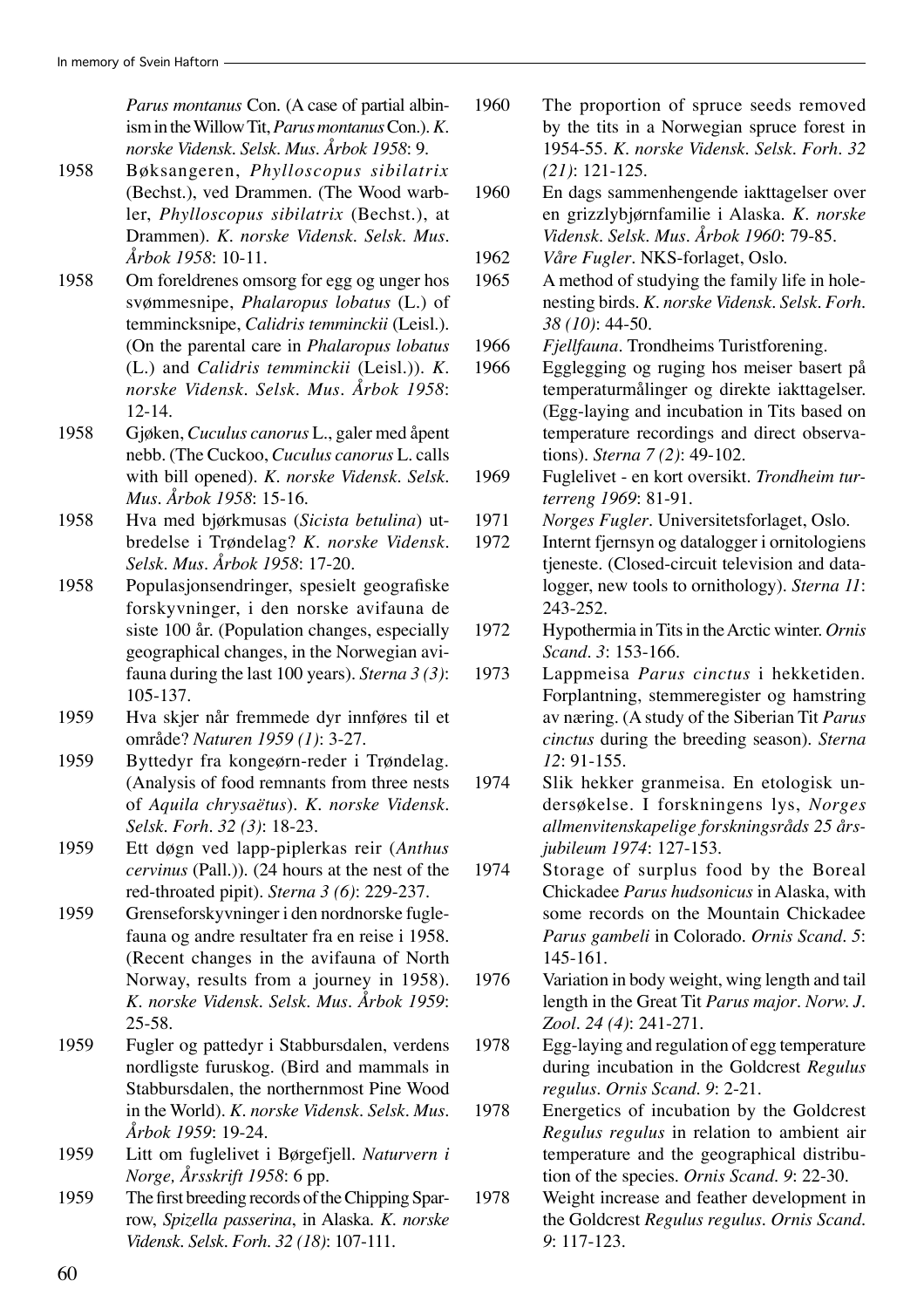*Parus montanus* Con. (A case of partial albinism in the Willow Tit, *Parus montanus* Con.). *K. norske Vidensk. Selsk. Mus. Årbok 1958*: 9.

1958 Bøksangeren, *Phylloscopus sibilatrix* (Bechst.), ved Drammen. (The Wood warbler, *Phylloscopus sibilatrix* (Bechst.), at Drammen). *K. norske Vidensk. Selsk. Mus. Årbok 1958*: 10-11.

1958 Om foreldrenes omsorg for egg og unger hos svømmesnipe, *Phalaropus lobatus* (L.) of temmincksnipe, *Calidris temminckii* (Leisl.). (On the parental care in *Phalaropus lobatus* (L.) and *Calidris temminckii* (Leisl.)). *K. norske Vidensk. Selsk. Mus. Årbok 1958*: 12-14.

1958 Gjøken, *Cuculus canorus* L., galer med åpent nebb. (The Cuckoo, *Cuculus canorus* L. calls with bill opened). *K. norske Vidensk. Selsk. Mus. Årbok 1958*: 15-16.

1958 Hva med bjørkmusas (*Sicista betulina*) utbredelse i Trøndelag? *K. norske Vidensk. Selsk. Mus. Årbok 1958*: 17-20.

1958 Populasjonsendringer, spesielt geografiske forskyvninger, i den norske avifauna de siste 100 år. (Population changes, especially geographical changes, in the Norwegian avifauna during the last 100 years). *Sterna 3 (3)*: 105-137.

1959 Hva skjer når fremmede dyr innføres til et område? *Naturen 1959 (1)*: 3-27.

1959 Byttedyr fra kongeørn-reder i Trøndelag. (Analysis of food remnants from three nests of *Aquila chrysaëtus*). *K. norske Vidensk. Selsk. Forh. 32 (3)*: 18-23.

1959 Ett døgn ved lapp-piplerkas reir (*Anthus cervinus* (Pall.)). (24 hours at the nest of the red-throated pipit). *Sterna 3 (6)*: 229-237.

1959 Grenseforskyvninger i den nordnorske fuglefauna og andre resultater fra en reise i 1958. (Recent changes in the avifauna of North Norway, results from a journey in 1958). *K. norske Vidensk. Selsk. Mus. Årbok 1959*: 25-58.

1959 Fugler og pattedyr i Stabbursdalen, verdens nordligste furuskog. (Bird and mammals in Stabbursdalen, the northernmost Pine Wood in the World). *K. norske Vidensk. Selsk. Mus. Årbok 1959*: 19-24.

1959 Litt om fuglelivet i Børgefjell. *Naturvern i Norge, Årsskrift 1958*: 6 pp.

1959 The first breeding records of the Chipping Sparrow, *Spizella passerina*, in Alaska. *K. norske Vidensk. Selsk. Forh. 32 (18)*: 107-111.

1960 The proportion of spruce seeds removed by the tits in a Norwegian spruce forest in 1954-55. *K. norske Vidensk. Selsk. Forh. 32 (21)*: 121-125.

1960 En dags sammenhengende iakttagelser over en grizzlybjørnfamilie i Alaska. *K. norske Vidensk. Selsk. Mus. Årbok 1960*: 79-85.

1962 *Våre Fugler*. NKS-forlaget, Oslo.

1965 A method of studying the family life in hole-nesting birds. *K. norske Vidensk. Selsk. Forh. 38 (10)*: 44-50.

1966 *Fjellfauna*. Trondheims Turistforening.

1966 Egglegging og ruging hos meiser basert på temperaturmålinger og direkte iakttagelser. (Egg-laying and incubation in Tits based on temperature recordings and direct observations). *Sterna 7 (2)*: 49-102.

1969 Fuglelivet - en kort oversikt. *Trondheim turterreng 1969*: 81-91.

1971 *Norges Fugler*. Universitetsforlaget, Oslo.

1972 Internt fjernsyn og datalogger i ornitologiens tjeneste. (Closed-circuit television and datalogger, new tools to ornithology). *Sterna 11*: 243-252.

1972 Hypothermia in Tits in the Arctic winter. *Ornis Scand. 3*: 153-166.

1973 Lappmeisa *Parus cinctus* i hekketiden. Forplantning, stemmeregister og hamstring av næring. (A study of the Siberian Tit *Parus cinctus* during the breeding season). *Sterna 12*: 91-155.

1974 Slik hekker granmeisa. En etologisk undersøkelse. I forskningens lys, *Norges allmenvitenskapelige forskningsråds 25 årsjubileum 1974*: 127-153.

1974 Storage of surplus food by the Boreal Chickadee *Parus hudsonicus* in Alaska, with some records on the Mountain Chickadee *Parus gambeli* in Colorado. *Ornis Scand. 5*: 145-161.

1976 Variation in body weight, wing length and tail length in the Great Tit *Parus major*. *Norw. J. Zool. 24 (4)*: 241-271.

1978 Egg-laying and regulation of egg temperature during incubation in the Goldcrest *Regulus regulus*. *Ornis Scand. 9*: 2-21.

1978 Energetics of incubation by the Goldcrest *Regulus regulus* in relation to ambient air temperature and the geographical distribution of the species. *Ornis Scand. 9*: 22-30.

1978 Weight increase and feather development in the Goldcrest *Regulus regulus*. *Ornis Scand. 9*: 117-123.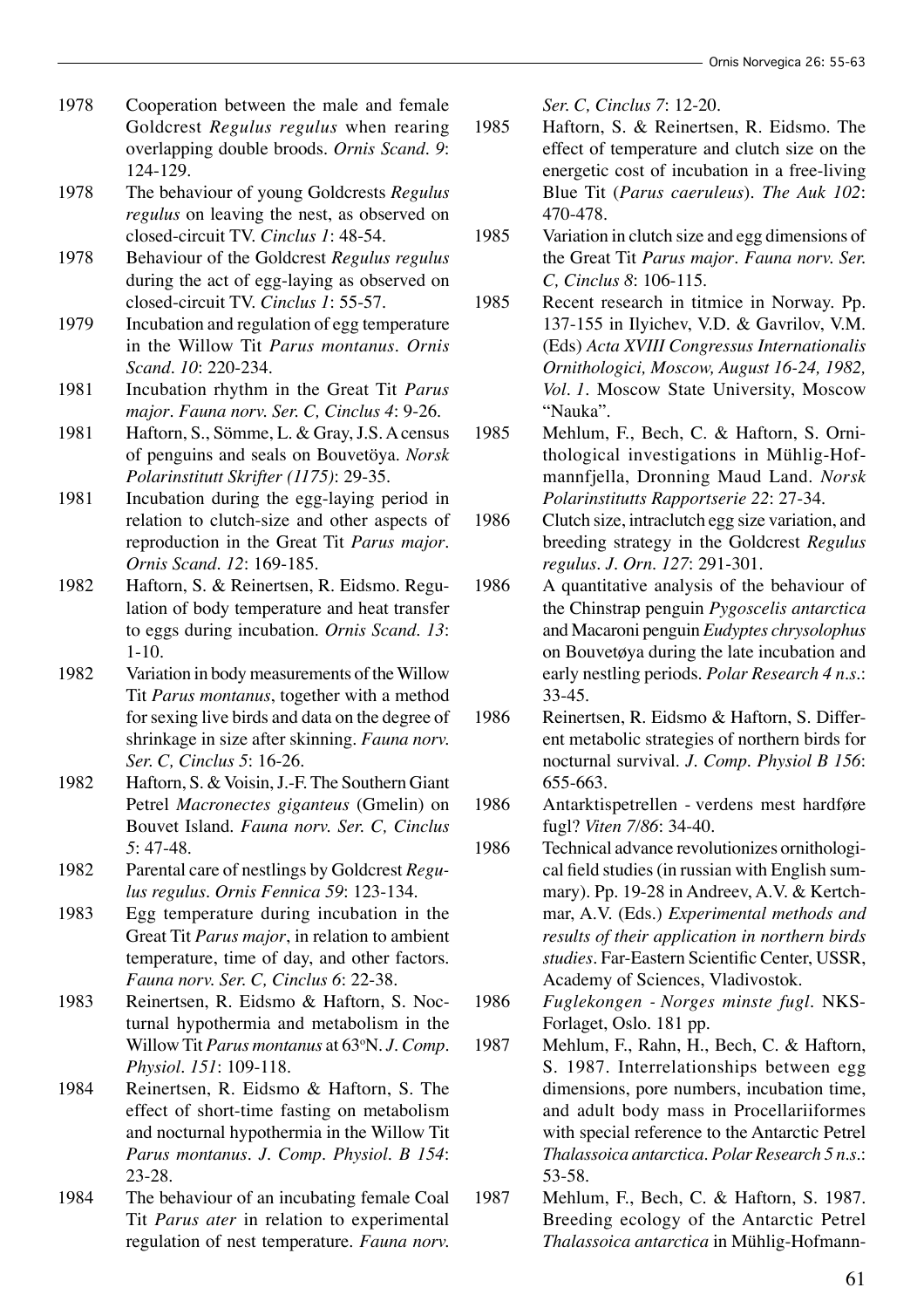1978 Cooperation between the male and female Goldcrest *Regulus regulus* when rearing overlapping double broods. *Ornis Scand. 9*: 124-129.

1978 The behaviour of young Goldcrests *Regulus regulus* on leaving the nest, as observed on closed-circuit TV. *Cinclus 1*: 48-54.

1978 Behaviour of the Goldcrest *Regulus regulus* during the act of egg-laying as observed on closed-circuit TV. *Cinclus 1*: 55-57.

1979 Incubation and regulation of egg temperature in the Willow Tit *Parus montanus*. *Ornis Scand. 10*: 220-234.

1981 Incubation rhythm in the Great Tit *Parus major*. *Fauna norv. Ser. C, Cinclus 4*: 9-26.

1981 Haftorn, S., Sömme, L. & Gray, J.S. A census of penguins and seals on Bouvetöya. *Norsk Polarinstitutt Skrifter (1175)*: 29-35.

1981 Incubation during the egg-laying period in relation to clutch-size and other aspects of reproduction in the Great Tit *Parus major*. *Ornis Scand. 12*: 169-185.

1982 Haftorn, S. & Reinertsen, R. Eidsmo. Regulation of body temperature and heat transfer to eggs during incubation. *Ornis Scand. 13*: 1-10.

1982 Variation in body measurements of the Willow Tit *Parus montanus*, together with a method for sexing live birds and data on the degree of shrinkage in size after skinning. *Fauna norv. Ser. C, Cinclus 5*: 16-26.

1982 Haftorn, S. & Voisin, J.-F. The Southern Giant Petrel *Macronectes giganteus* (Gmelin) on Bouvet Island. *Fauna norv. Ser. C, Cinclus 5*: 47-48.

1982 Parental care of nestlings by Goldcrest *Regulus regulus*. *Ornis Fennica 59*: 123-134.

1983 Egg temperature during incubation in the Great Tit *Parus major*, in relation to ambient temperature, time of day, and other factors. *Fauna norv. Ser. C, Cinclus 6*: 22-38.

1983 Reinertsen, R. Eidsmo & Haftorn, S. Nocturnal hypothermia and metabolism in the Willow Tit *Parus montanus* at 63°N. *J. Comp. Physiol. 151*: 109-118.

1984 Reinertsen, R. Eidsmo & Haftorn, S. The effect of short-time fasting on metabolism and nocturnal hypothermia in the Willow Tit *Parus montanus*. *J. Comp. Physiol. B 154*: 23-28.

1984 The behaviour of an incubating female Coal Tit *Parus ater* in relation to experimental regulation of nest temperature. *Fauna norv. Ser. C, Cinclus 7*: 12-20.

1985 Haftorn, S. & Reinertsen, R. Eidsmo. The effect of temperature and clutch size on the energetic cost of incubation in a free-living Blue Tit (*Parus caeruleus*). *The Auk 102*: 470-478.

1985 Variation in clutch size and egg dimensions of the Great Tit *Parus major*. *Fauna norv. Ser. C, Cinclus 8*: 106-115.

1985 Recent research in titmice in Norway. Pp. 137-155 in Ilyichev, V.D. & Gavrilov, V.M. (Eds) *Acta XVIII Congressus Internationalis Ornithologici, Moscow, August 16-24, 1982, Vol. 1*. Moscow State University, Moscow "Nauka".

1985 Mehlum, F., Bech, C. & Haftorn, S. Ornithological investigations in Mühlig-Hofmannfjella, Dronning Maud Land. *Norsk Polarinstitutts Rapportserie 22*: 27-34.

1986 Clutch size, intraclutch egg size variation, and breeding strategy in the Goldcrest *Regulus regulus*. *J. Orn. 127*: 291-301.

1986 A quantitative analysis of the behaviour of the Chinstrap penguin *Pygoscelis antarctica* and Macaroni penguin *Eudyptes chrysolophus* on Bouvetøya during the late incubation and early nestling periods. *Polar Research 4 n.s.*: 33-45.

1986 Reinertsen, R. Eidsmo & Haftorn, S. Different metabolic strategies of northern birds for nocturnal survival. *J. Comp. Physiol B 156*: 655-663.

1986 Antarktispetrellen - verdens mest hardføre fugl? *Viten 7/86*: 34-40.

1986 Technical advance revolutionizes ornithological field studies (in russian with English summary). Pp. 19-28 in Andreev, A.V. & Kertchmar, A.V. (Eds.) *Experimental methods and results of their application in northern birds studies*. Far-Eastern Scientific Center, USSR, Academy of Sciences, Vladivostok.

1986 *Fuglekongen - Norges minste fugl*. NKS-Forlaget, Oslo. 181 pp.

1987 Mehlum, F., Rahn, H., Bech, C. & Haftorn, S. 1987. Interrelationships between egg dimensions, pore numbers, incubation time, and adult body mass in Procellariiformes with special reference to the Antarctic Petrel *Thalassoica antarctica*. *Polar Research 5 n.s.*: 53-58.

1987 Mehlum, F., Bech, C. & Haftorn, S. 1987. Breeding ecology of the Antarctic Petrel *Thalassoica antarctica* in Mühlig-Hofmann-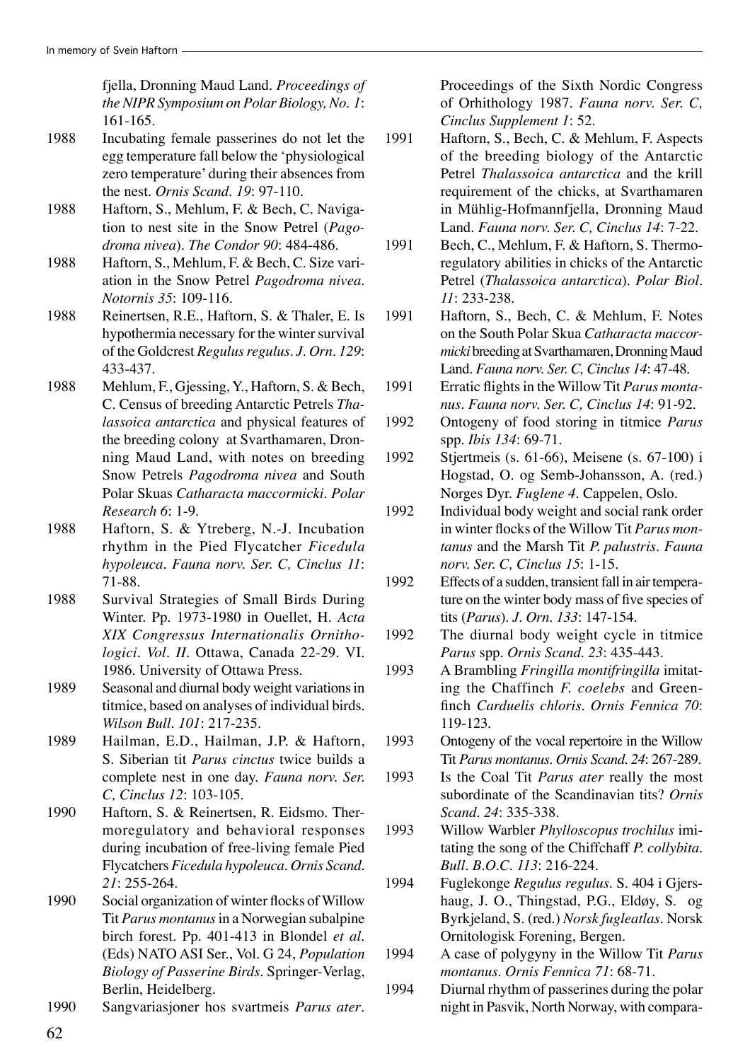fjella, Dronning Maud Land. *Proceedings of the NIPR Symposium on Polar Biology, No. 1*: 161-165.

1988 Incubating female passerines do not let the egg temperature fall below the 'physiological zero temperature' during their absences from the nest. *Ornis Scand. 19*: 97-110.

1988 Haftorn, S., Mehlum, F. & Bech, C. Navigation to nest site in the Snow Petrel (*Pagodroma nivea*). *The Condor 90*: 484-486.

1988 Haftorn, S., Mehlum, F. & Bech, C. Size variation in the Snow Petrel *Pagodroma nivea*. *Notornis 35*: 109-116.

1988 Reinertsen, R.E., Haftorn, S. & Thaler, E. Is hypothermia necessary for the winter survival of the Goldcrest *Regulus regulus*. *J. Orn. 129*: 433-437.

1988 Mehlum, F., Gjessing, Y., Haftorn, S. & Bech, C. Census of breeding Antarctic Petrels *Thalassoica antarctica* and physical features of the breeding colony at Svarthamaren, Dronning Maud Land, with notes on breeding Snow Petrels *Pagodroma nivea* and South Polar Skuas *Catharacta maccormicki*. *Polar Research 6*: 1-9.

1988 Haftorn, S. & Ytreberg, N.-J. Incubation rhythm in the Pied Flycatcher *Ficedula hypoleuca*. *Fauna norv. Ser. C, Cinclus 11*: 71-88.

1988 Survival Strategies of Small Birds During Winter. Pp. 1973-1980 in Ouellet, H. *Acta XIX Congressus Internationalis Ornithologici. Vol. II*. Ottawa, Canada 22-29. VI. 1986. University of Ottawa Press.

1989 Seasonal and diurnal body weight variations in titmice, based on analyses of individual birds. *Wilson Bull. 101*: 217-235.

1989 Hailman, E.D., Hailman, J.P. & Haftorn, S. Siberian tit *Parus cinctus* twice builds a complete nest in one day. *Fauna norv. Ser. C, Cinclus 12*: 103-105.

1990 Haftorn, S. & Reinertsen, R. Eidsmo. Thermoregulatory and behavioral responses during incubation of free-living female Pied Flycatchers *Ficedula hypoleuca*. *Ornis Scand. 21*: 255-264.

1990 Social organization of winter flocks of Willow Tit *Parus montanus* in a Norwegian subalpine birch forest. Pp. 401-413 in Blondel *et al*. (Eds) NATO ASI Ser., Vol. G 24, *Population Biology of Passerine Birds*. Springer-Verlag, Berlin, Heidelberg.

1990 Sangvariasjoner hos svartmeis *Parus ater*. Proceedings of the Sixth Nordic Congress of Orhithology 1987. *Fauna norv. Ser. C, Cinclus Supplement 1*: 52.

1991 Haftorn, S., Bech, C. & Mehlum, F. Aspects of the breeding biology of the Antarctic Petrel *Thalassoica antarctica* and the krill requirement of the chicks, at Svarthamaren in Mühlig-Hofmannfjella, Dronning Maud Land. *Fauna norv. Ser. C, Cinclus 14*: 7-22.

1991 Bech, C., Mehlum, F. & Haftorn, S. Thermoregulatory abilities in chicks of the Antarctic Petrel (*Thalassoica antarctica*). *Polar Biol. 11*: 233-238.

1991 Haftorn, S., Bech, C. & Mehlum, F. Notes on the South Polar Skua *Catharacta maccormicki* breeding at Svarthamaren, Dronning Maud Land. *Fauna norv. Ser. C, Cinclus 14*: 47-48.

1991 Erratic flights in the Willow Tit *Parus montanus*. *Fauna norv. Ser. C, Cinclus 14*: 91-92.

1992 Ontogeny of food storing in titmice *Parus* spp. *Ibis 134*: 69-71.

1992 Stjertmeis (s. 61-66), Meisene (s. 67-100) i Hogstad, O. og Semb-Johansson, A. (red.) Norges Dyr. *Fuglene 4*. Cappelen, Oslo.

1992 Individual body weight and social rank order in winter flocks of the Willow Tit *Parus montanus* and the Marsh Tit *P. palustris*. *Fauna norv. Ser. C, Cinclus 15*: 1-15.

1992 Effects of a sudden, transient fall in air temperature on the winter body mass of five species of tits (*Parus*). *J. Orn. 133*: 147-154.

1992 The diurnal body weight cycle in titmice *Parus* spp. *Ornis Scand. 23*: 435-443.

1993 A Brambling *Fringilla montifringilla* imitating the Chaffinch *F. coelebs* and Greenfinch *Carduelis chloris*. *Ornis Fennica 70*: 119-123.

1993 Ontogeny of the vocal repertoire in the Willow Tit *Parus montanus*. *Ornis Scand. 24*: 267-289.

1993 Is the Coal Tit *Parus ater* really the most subordinate of the Scandinavian tits? *Ornis Scand. 24*: 335-338.

1993 Willow Warbler *Phylloscopus trochilus* imitating the song of the Chiffchaff *P. collybita*. *Bull. B.O.C. 113*: 216-224.

1994 Fuglekonge *Regulus regulus*. S. 404 i Gjershaug, J. O., Thingstad, P.G., Eldøy, S. og Byrkjeland, S. (red.) *Norsk fugleatlas*. Norsk Ornitologisk Forening, Bergen.

1994 A case of polygyny in the Willow Tit *Parus montanus*. *Ornis Fennica 71*: 68-71.

1994 Diurnal rhythm of passerines during the polar night in Pasvik, North Norway, with compara-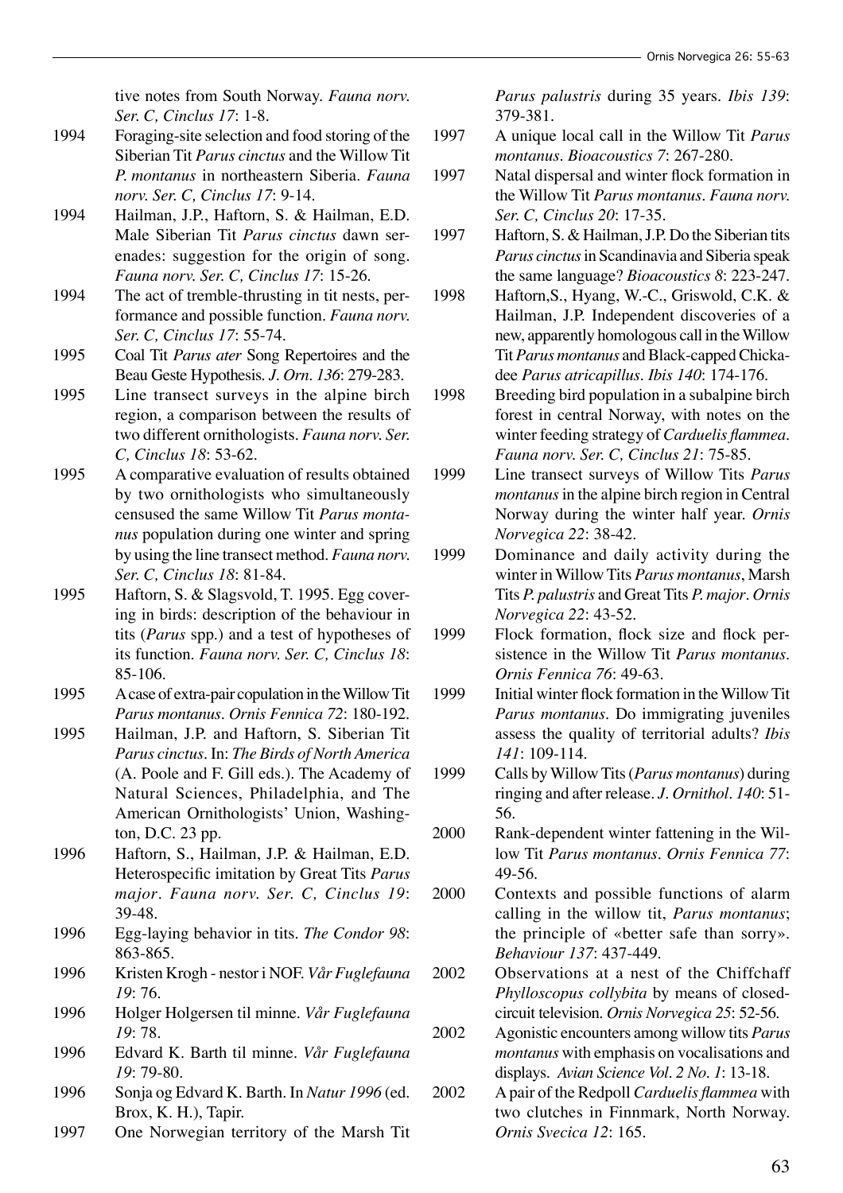tive notes from South Norway. *Fauna norv. Ser. C, Cinclus 17*: 1-8.

1994 Foraging-site selection and food storing of the Siberian Tit *Parus cinctus* and the Willow Tit *P. montanus* in northeastern Siberia. *Fauna norv. Ser. C, Cinclus 17*: 9-14.

1994 Hailman, J.P., Haftorn, S. & Hailman, E.D. Male Siberian Tit *Parus cinctus* dawn serenades: suggestion for the origin of song. *Fauna norv. Ser. C, Cinclus 17*: 15-26.

1994 The act of tremble-thrusting in tit nests, performance and possible function. *Fauna norv. Ser. C, Cinclus 17*: 55-74.

1995 Coal Tit *Parus ater* Song Repertoires and the Beau Geste Hypothesis. *J. Orn. 136*: 279-283.

1995 Line transect surveys in the alpine birch region, a comparison between the results of two different ornithologists. *Fauna norv. Ser. C, Cinclus 18*: 53-62.

1995 A comparative evaluation of results obtained by two ornithologists who simultaneously censused the same Willow Tit *Parus montanus* population during one winter and spring by using the line transect method. *Fauna norv. Ser. C, Cinclus 18*: 81-84.

1995 Haftorn, S. & Slagsvold, T. 1995. Egg covering in birds: description of the behaviour in tits (*Parus* spp.) and a test of hypotheses of its function. *Fauna norv. Ser. C, Cinclus 18*: 85-106.

1995 A case of extra-pair copulation in the Willow Tit *Parus montanus*. *Ornis Fennica 72*: 180-192.

1995 Hailman, J.P. and Haftorn, S. Siberian Tit *Parus cinctus*. In: *The Birds of North America* (A. Poole and F. Gill eds.). The Academy of Natural Sciences, Philadelphia, and The American Ornithologists' Union, Washington, D.C. 23 pp.

1996 Haftorn, S., Hailman, J.P. & Hailman, E.D. Heterospecific imitation by Great Tits *Parus major*. *Fauna norv. Ser. C, Cinclus 19*: 39-48.

1996 Egg-laying behavior in tits. *The Condor 98*: 863-865.

1996 Kristen Krogh - nestor i NOF. *Vår Fuglefauna 19*: 76.

1996 Holger Holgersen til minne. *Vår Fuglefauna 19*: 78.

1996 Edvard K. Barth til minne. *Vår Fuglefauna 19*: 79-80.

1996 Sonja og Edvard K. Barth. In *Natur 1996* (ed. Brox, K. H.), Tapir.

1997 One Norwegian territory of the Marsh Tit *Parus palustris* during 35 years. *Ibis 139*: 379-381.

1997 A unique local call in the Willow Tit *Parus montanus*. *Bioacoustics 7*: 267-280.

1997 Natal dispersal and winter flock formation in the Willow Tit *Parus montanus*. *Fauna norv. Ser. C, Cinclus 20*: 17-35.

1997 Haftorn, S. & Hailman, J.P. Do the Siberian tits *Parus cinctus* in Scandinavia and Siberia speak the same language? *Bioacoustics 8*: 223-247.

1998 Haftorn,S., Hyang, W.-C., Griswold, C.K. & Hailman, J.P. Independent discoveries of a new, apparently homologous call in the Willow Tit *Parus montanus* and Black-capped Chickadee *Parus atricapillus*. *Ibis 140*: 174-176.

1998 Breeding bird population in a subalpine birch forest in central Norway, with notes on the winter feeding strategy of *Carduelis flammea*. *Fauna norv. Ser. C, Cinclus 21*: 75-85.

1999 Line transect surveys of Willow Tits *Parus montanus* in the alpine birch region in Central Norway during the winter half year. *Ornis Norvegica 22*: 38-42.

1999 Dominance and daily activity during the winter in Willow Tits *Parus montanus*, Marsh Tits *P. palustris* and Great Tits *P. major*. *Ornis Norvegica 22*: 43-52.

1999 Flock formation, flock size and flock persistence in the Willow Tit *Parus montanus*. *Ornis Fennica 76*: 49-63.

1999 Initial winter flock formation in the Willow Tit *Parus montanus*. Do immigrating juveniles assess the quality of territorial adults? *Ibis 141*: 109-114.

1999 Calls by Willow Tits (*Parus montanus*) during ringing and after release. *J. Ornithol. 140*: 51-56.

2000 Rank-dependent winter fattening in the Willow Tit *Parus montanus*. *Ornis Fennica 77*: 49-56.

2000 Contexts and possible functions of alarm calling in the willow tit, *Parus montanus*; the principle of «better safe than sorry». *Behaviour 137*: 437-449.

2002 Observations at a nest of the Chiffchaff *Phylloscopus collybita* by means of closed-circuit television. *Ornis Norvegica 25*: 52-56.

2002 Agonistic encounters among willow tits *Parus montanus* with emphasis on vocalisations and displays. *Avian Science Vol. 2 No. 1*: 13-18.

2002 A pair of the Redpoll *Carduelis flammea* with two clutches in Finnmark, North Norway. *Ornis Svecica 12*: 165.